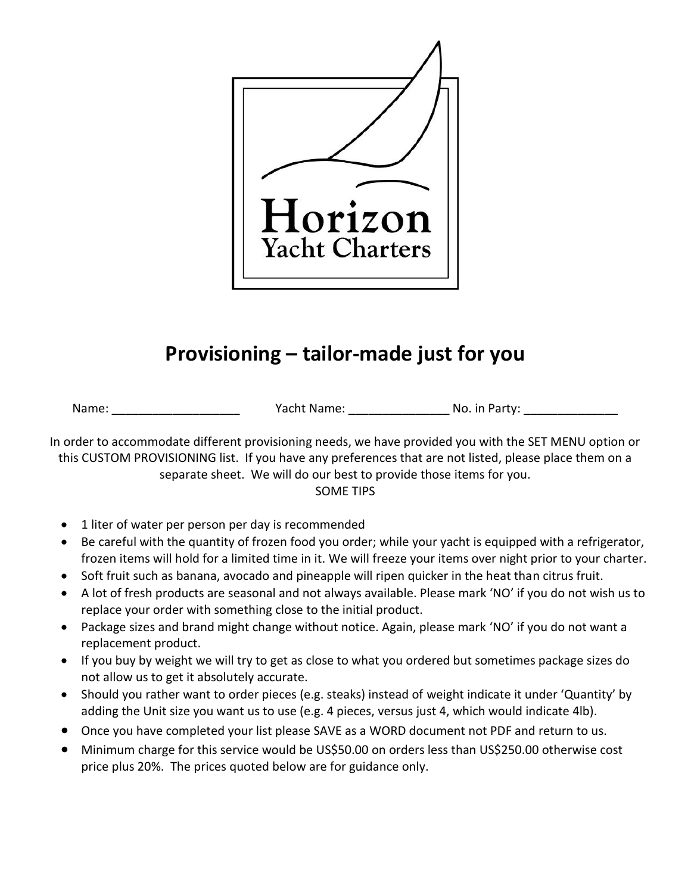Horizon
Yacht Charters

# Provisioning – tailor-made just for you

Name: ___________________ Yacht Name: _______________ No. in Party: ______________

In order to accommodate different provisioning needs, we have provided you with the SET MENU option or this CUSTOM PROVISIONING list. If you have any preferences that are not listed, please place them on a separate sheet. We will do our best to provide those items for you.

SOME TIPS

- 1 liter of water per person per day is recommended
- Be careful with the quantity of frozen food you order; while your yacht is equipped with a refrigerator, frozen items will hold for a limited time in it. We will freeze your items over night prior to your charter.
- Soft fruit such as banana, avocado and pineapple will ripen quicker in the heat than citrus fruit.
- A lot of fresh products are seasonal and not always available. Please mark 'NO' if you do not wish us to replace your order with something close to the initial product.
- Package sizes and brand might change without notice. Again, please mark 'NO' if you do not want a replacement product.
- If you buy by weight we will try to get as close to what you ordered but sometimes package sizes do not allow us to get it absolutely accurate.
- Should you rather want to order pieces (e.g. steaks) instead of weight indicate it under 'Quantity' by adding the Unit size you want us to use (e.g. 4 pieces, versus just 4, which would indicate 4lb).
- Once you have completed your list please SAVE as a WORD document not PDF and return to us.
- Minimum charge for this service would be US$50.00 on orders less than US$250.00 otherwise cost price plus 20%. The prices quoted below are for guidance only.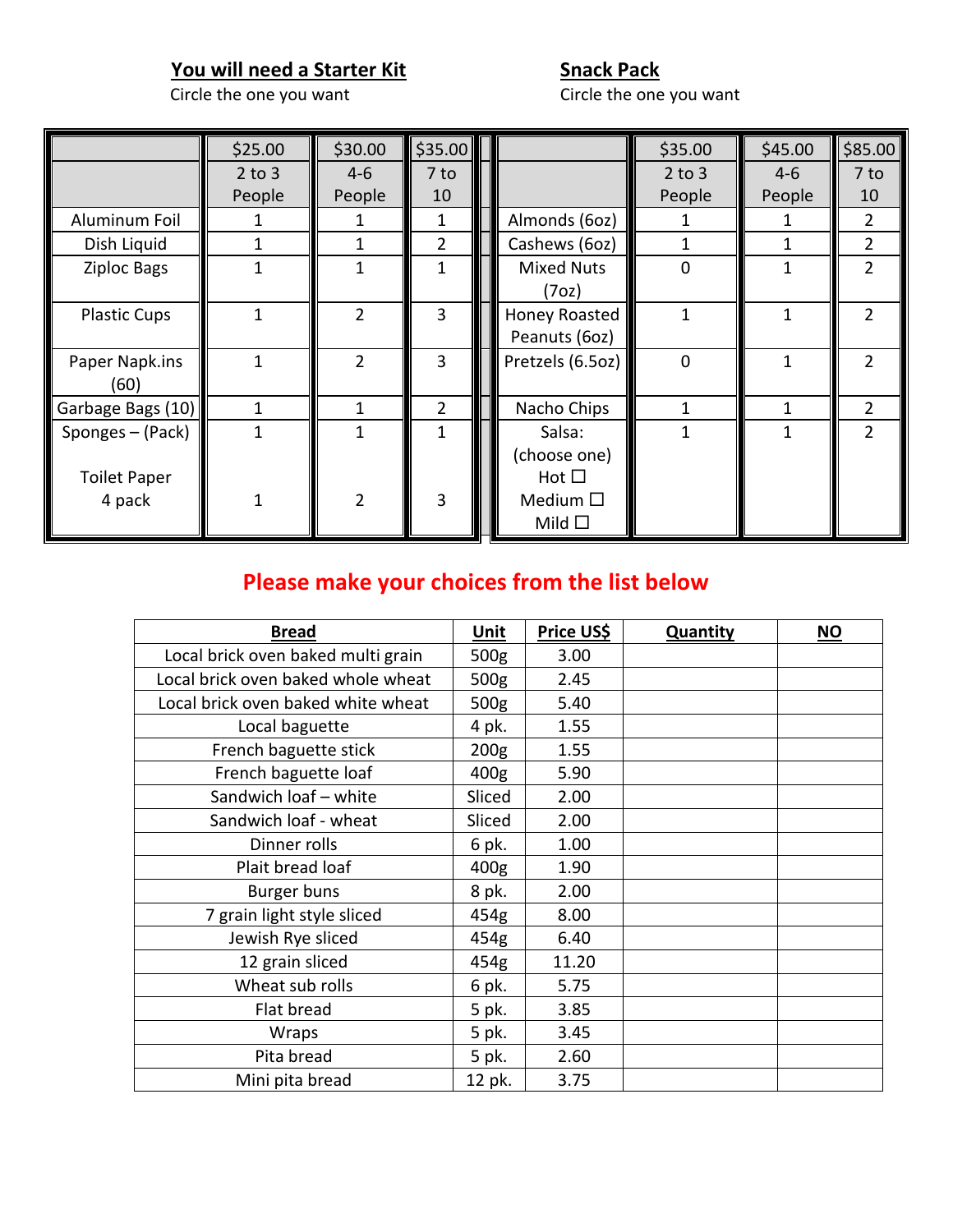**You will need a Starter Kit**
Circle the one you want

| | $25.00 | $30.00 | $35.00 |
|---|---|---|---|
| | 2 to 3 People | 4-6 People | 7 to 10 |
| Aluminum Foil | 1 | 1 | 1 |
| Dish Liquid | 1 | 1 | 2 |
| Ziploc Bags | 1 | 1 | 1 |
| Plastic Cups | 1 | 2 | 3 |
| Paper Napk.ins (60) | 1 | 2 | 3 |
| Garbage Bags (10) | 1 | 1 | 2 |
| Sponges – (Pack) | 1 | 1 | 1 |
| Toilet Paper 4 pack | 1 | 2 | 3 |

**Snack Pack**
Circle the one you want

| | $35.00 | $45.00 | $85.00 |
|---|---|---|---|
| | 2 to 3 People | 4-6 People | 7 to 10 |
| Almonds (6oz) | 1 | 1 | 2 |
| Cashews (6oz) | 1 | 1 | 2 |
| Mixed Nuts (7oz) | 0 | 1 | 2 |
| Honey Roasted Peanuts (6oz) | 1 | 1 | 2 |
| Pretzels (6.5oz) | 0 | 1 | 2 |
| Nacho Chips | 1 | 1 | 2 |
| Salsa: (choose one) Hot ☐ Medium ☐ Mild ☐ | 1 | 1 | 2 |

## Please make your choices from the list below

| **Bread** | **Unit** | **Price US$** | **Quantity** | **NO** |
|---|---|---|---|---|
| Local brick oven baked multi grain | 500g | 3.00 | | |
| Local brick oven baked whole wheat | 500g | 2.45 | | |
| Local brick oven baked white wheat | 500g | 5.40 | | |
| Local baguette | 4 pk. | 1.55 | | |
| French baguette stick | 200g | 1.55 | | |
| French baguette loaf | 400g | 5.90 | | |
| Sandwich loaf – white | Sliced | 2.00 | | |
| Sandwich loaf - wheat | Sliced | 2.00 | | |
| Dinner rolls | 6 pk. | 1.00 | | |
| Plait bread loaf | 400g | 1.90 | | |
| Burger buns | 8 pk. | 2.00 | | |
| 7 grain light style sliced | 454g | 8.00 | | |
| Jewish Rye sliced | 454g | 6.40 | | |
| 12 grain sliced | 454g | 11.20 | | |
| Wheat sub rolls | 6 pk. | 5.75 | | |
| Flat bread | 5 pk. | 3.85 | | |
| Wraps | 5 pk. | 3.45 | | |
| Pita bread | 5 pk. | 2.60 | | |
| Mini pita bread | 12 pk. | 3.75 | | |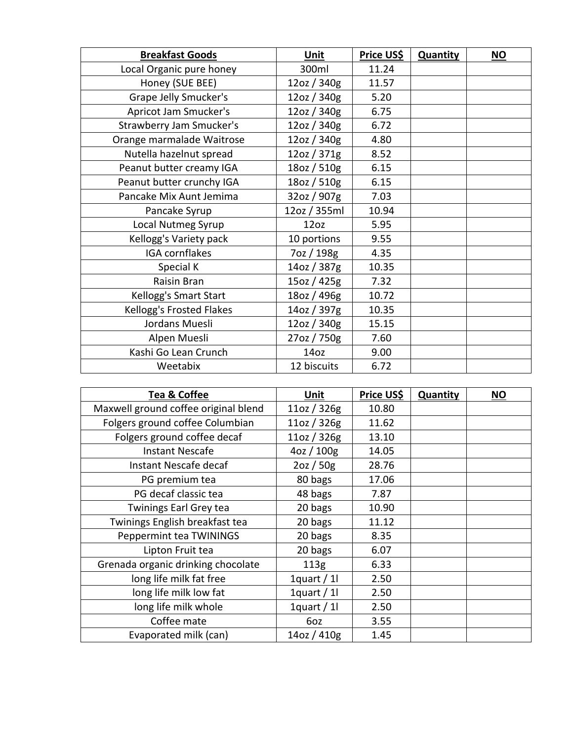| **Breakfast Goods** | **Unit** | **Price US$** | **Quantity** | **NO** |
|---|---|---|---|---|
| Local Organic pure honey | 300ml | 11.24 | | |
| Honey (SUE BEE) | 12oz / 340g | 11.57 | | |
| Grape Jelly Smucker's | 12oz / 340g | 5.20 | | |
| Apricot Jam Smucker's | 12oz / 340g | 6.75 | | |
| Strawberry Jam Smucker's | 12oz / 340g | 6.72 | | |
| Orange marmalade Waitrose | 12oz / 340g | 4.80 | | |
| Nutella hazelnut spread | 12oz / 371g | 8.52 | | |
| Peanut butter creamy IGA | 18oz / 510g | 6.15 | | |
| Peanut butter crunchy IGA | 18oz / 510g | 6.15 | | |
| Pancake Mix Aunt Jemima | 32oz / 907g | 7.03 | | |
| Pancake Syrup | 12oz / 355ml | 10.94 | | |
| Local Nutmeg Syrup | 12oz | 5.95 | | |
| Kellogg's Variety pack | 10 portions | 9.55 | | |
| IGA cornflakes | 7oz / 198g | 4.35 | | |
| Special K | 14oz / 387g | 10.35 | | |
| Raisin Bran | 15oz / 425g | 7.32 | | |
| Kellogg's Smart Start | 18oz / 496g | 10.72 | | |
| Kellogg's Frosted Flakes | 14oz / 397g | 10.35 | | |
| Jordans Muesli | 12oz / 340g | 15.15 | | |
| Alpen Muesli | 27oz / 750g | 7.60 | | |
| Kashi Go Lean Crunch | 14oz | 9.00 | | |
| Weetabix | 12 biscuits | 6.72 | | |

| **Tea & Coffee** | **Unit** | **Price US$** | **Quantity** | **NO** |
|---|---|---|---|---|
| Maxwell ground coffee original blend | 11oz / 326g | 10.80 | | |
| Folgers ground coffee Columbian | 11oz / 326g | 11.62 | | |
| Folgers ground coffee decaf | 11oz / 326g | 13.10 | | |
| Instant Nescafe | 4oz / 100g | 14.05 | | |
| Instant Nescafe decaf | 2oz / 50g | 28.76 | | |
| PG premium tea | 80 bags | 17.06 | | |
| PG decaf classic tea | 48 bags | 7.87 | | |
| Twinings Earl Grey tea | 20 bags | 10.90 | | |
| Twinings English breakfast tea | 20 bags | 11.12 | | |
| Peppermint tea TWININGS | 20 bags | 8.35 | | |
| Lipton Fruit tea | 20 bags | 6.07 | | |
| Grenada organic drinking chocolate | 113g | 6.33 | | |
| long life milk fat free | 1quart / 1l | 2.50 | | |
| long life milk low fat | 1quart / 1l | 2.50 | | |
| long life milk whole | 1quart / 1l | 2.50 | | |
| Coffee mate | 6oz | 3.55 | | |
| Evaporated milk (can) | 14oz / 410g | 1.45 | | |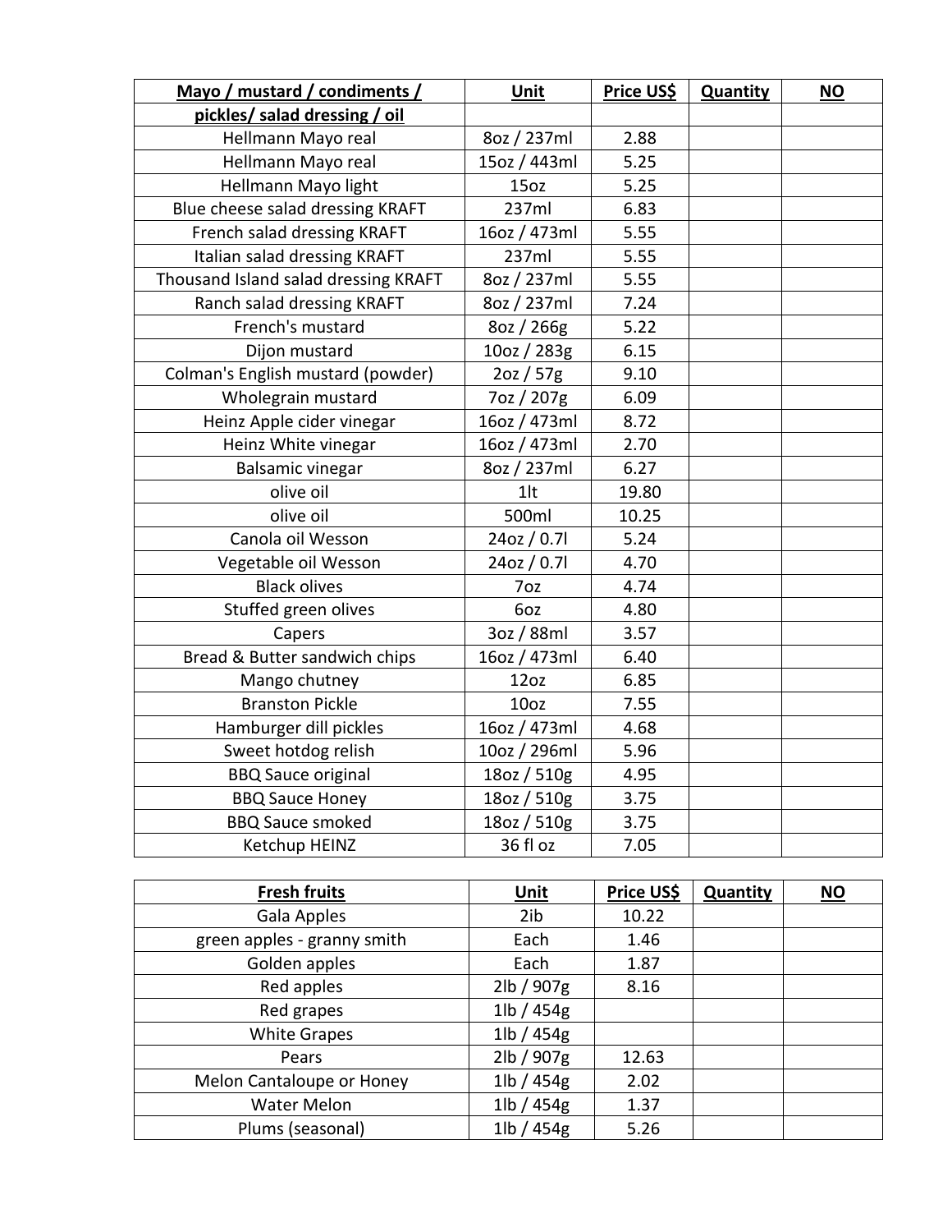| Mayo / mustard / condiments / pickles/ salad dressing / oil | Unit | Price US$ | Quantity | NO |
|---|---|---|---|---|
| Hellmann Mayo real | 8oz / 237ml | 2.88 | | |
| Hellmann Mayo real | 15oz / 443ml | 5.25 | | |
| Hellmann Mayo light | 15oz | 5.25 | | |
| Blue cheese salad dressing KRAFT | 237ml | 6.83 | | |
| French salad dressing KRAFT | 16oz / 473ml | 5.55 | | |
| Italian salad dressing KRAFT | 237ml | 5.55 | | |
| Thousand Island salad dressing KRAFT | 8oz / 237ml | 5.55 | | |
| Ranch salad dressing KRAFT | 8oz / 237ml | 7.24 | | |
| French's mustard | 8oz / 266g | 5.22 | | |
| Dijon mustard | 10oz / 283g | 6.15 | | |
| Colman's English mustard (powder) | 2oz / 57g | 9.10 | | |
| Wholegrain mustard | 7oz / 207g | 6.09 | | |
| Heinz Apple cider vinegar | 16oz / 473ml | 8.72 | | |
| Heinz White vinegar | 16oz / 473ml | 2.70 | | |
| Balsamic vinegar | 8oz / 237ml | 6.27 | | |
| olive oil | 1lt | 19.80 | | |
| olive oil | 500ml | 10.25 | | |
| Canola oil Wesson | 24oz / 0.7l | 5.24 | | |
| Vegetable oil Wesson | 24oz / 0.7l | 4.70 | | |
| Black olives | 7oz | 4.74 | | |
| Stuffed green olives | 6oz | 4.80 | | |
| Capers | 3oz / 88ml | 3.57 | | |
| Bread & Butter sandwich chips | 16oz / 473ml | 6.40 | | |
| Mango chutney | 12oz | 6.85 | | |
| Branston Pickle | 10oz | 7.55 | | |
| Hamburger dill pickles | 16oz / 473ml | 4.68 | | |
| Sweet hotdog relish | 10oz / 296ml | 5.96 | | |
| BBQ Sauce original | 18oz / 510g | 4.95 | | |
| BBQ Sauce Honey | 18oz / 510g | 3.75 | | |
| BBQ Sauce smoked | 18oz / 510g | 3.75 | | |
| Ketchup HEINZ | 36 fl oz | 7.05 | | |

| Fresh fruits | Unit | Price US$ | Quantity | NO |
|---|---|---|---|---|
| Gala Apples | 2ib | 10.22 | | |
| green apples - granny smith | Each | 1.46 | | |
| Golden apples | Each | 1.87 | | |
| Red apples | 2lb / 907g | 8.16 | | |
| Red grapes | 1lb / 454g | | | |
| White Grapes | 1lb / 454g | | | |
| Pears | 2lb / 907g | 12.63 | | |
| Melon Cantaloupe or Honey | 1lb / 454g | 2.02 | | |
| Water Melon | 1lb / 454g | 1.37 | | |
| Plums (seasonal) | 1lb / 454g | 5.26 | | |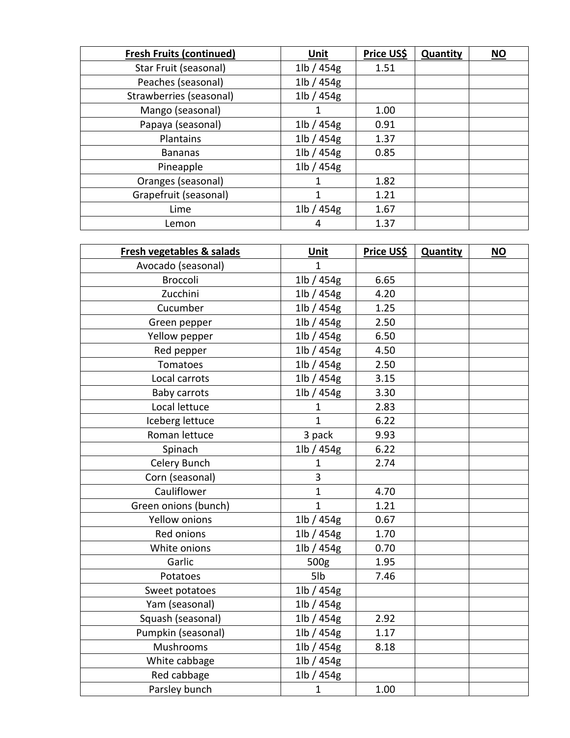| **Fresh Fruits (continued)** | **Unit** | **Price US$** | **Quantity** | **NO** |
|---|---|---|---|---|
| Star Fruit (seasonal) | 1lb / 454g | 1.51 | | |
| Peaches (seasonal) | 1lb / 454g | | | |
| Strawberries (seasonal) | 1lb / 454g | | | |
| Mango (seasonal) | 1 | 1.00 | | |
| Papaya (seasonal) | 1lb / 454g | 0.91 | | |
| Plantains | 1lb / 454g | 1.37 | | |
| Bananas | 1lb / 454g | 0.85 | | |
| Pineapple | 1lb / 454g | | | |
| Oranges (seasonal) | 1 | 1.82 | | |
| Grapefruit (seasonal) | 1 | 1.21 | | |
| Lime | 1lb / 454g | 1.67 | | |
| Lemon | 4 | 1.37 | | |

| **Fresh vegetables & salads** | **Unit** | **Price US$** | **Quantity** | **NO** |
|---|---|---|---|---|
| Avocado (seasonal) | 1 | | | |
| Broccoli | 1lb / 454g | 6.65 | | |
| Zucchini | 1lb / 454g | 4.20 | | |
| Cucumber | 1lb / 454g | 1.25 | | |
| Green pepper | 1lb / 454g | 2.50 | | |
| Yellow pepper | 1lb / 454g | 6.50 | | |
| Red pepper | 1lb / 454g | 4.50 | | |
| Tomatoes | 1lb / 454g | 2.50 | | |
| Local carrots | 1lb / 454g | 3.15 | | |
| Baby carrots | 1lb / 454g | 3.30 | | |
| Local lettuce | 1 | 2.83 | | |
| Iceberg lettuce | 1 | 6.22 | | |
| Roman lettuce | 3 pack | 9.93 | | |
| Spinach | 1lb / 454g | 6.22 | | |
| Celery Bunch | 1 | 2.74 | | |
| Corn (seasonal) | 3 | | | |
| Cauliflower | 1 | 4.70 | | |
| Green onions (bunch) | 1 | 1.21 | | |
| Yellow onions | 1lb / 454g | 0.67 | | |
| Red onions | 1lb / 454g | 1.70 | | |
| White onions | 1lb / 454g | 0.70 | | |
| Garlic | 500g | 1.95 | | |
| Potatoes | 5lb | 7.46 | | |
| Sweet potatoes | 1lb / 454g | | | |
| Yam (seasonal) | 1lb / 454g | | | |
| Squash (seasonal) | 1lb / 454g | 2.92 | | |
| Pumpkin (seasonal) | 1lb / 454g | 1.17 | | |
| Mushrooms | 1lb / 454g | 8.18 | | |
| White cabbage | 1lb / 454g | | | |
| Red cabbage | 1lb / 454g | | | |
| Parsley bunch | 1 | 1.00 | | |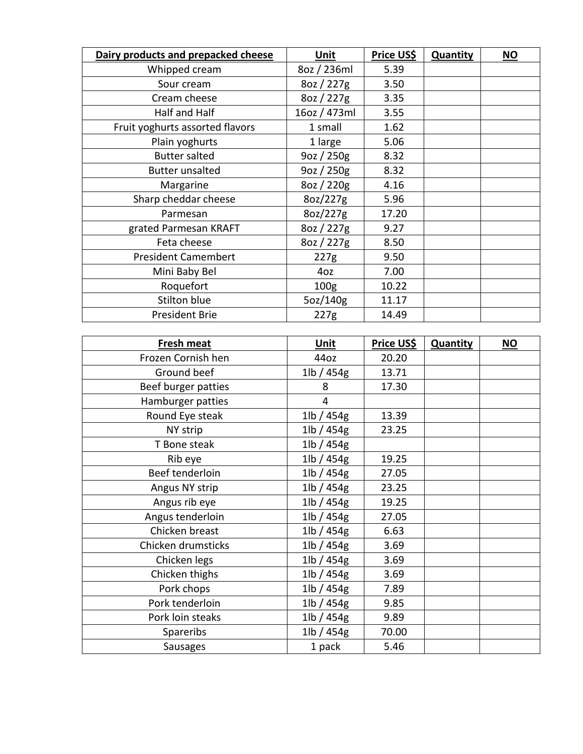| **Dairy products and prepacked cheese** | **Unit** | **Price US$** | **Quantity** | **NO** |
|---|---|---|---|---|
| Whipped cream | 8oz / 236ml | 5.39 | | |
| Sour cream | 8oz / 227g | 3.50 | | |
| Cream cheese | 8oz / 227g | 3.35 | | |
| Half and Half | 16oz / 473ml | 3.55 | | |
| Fruit yoghurts assorted flavors | 1 small | 1.62 | | |
| Plain yoghurts | 1 large | 5.06 | | |
| Butter salted | 9oz / 250g | 8.32 | | |
| Butter unsalted | 9oz / 250g | 8.32 | | |
| Margarine | 8oz / 220g | 4.16 | | |
| Sharp cheddar cheese | 8oz/227g | 5.96 | | |
| Parmesan | 8oz/227g | 17.20 | | |
| grated Parmesan KRAFT | 8oz / 227g | 9.27 | | |
| Feta cheese | 8oz / 227g | 8.50 | | |
| President Camembert | 227g | 9.50 | | |
| Mini Baby Bel | 4oz | 7.00 | | |
| Roquefort | 100g | 10.22 | | |
| Stilton blue | 5oz/140g | 11.17 | | |
| President Brie | 227g | 14.49 | | |

| **Fresh meat** | **Unit** | **Price US$** | **Quantity** | **NO** |
|---|---|---|---|---|
| Frozen Cornish hen | 44oz | 20.20 | | |
| Ground beef | 1lb / 454g | 13.71 | | |
| Beef burger patties | 8 | 17.30 | | |
| Hamburger patties | 4 | | | |
| Round Eye steak | 1lb / 454g | 13.39 | | |
| NY strip | 1lb / 454g | 23.25 | | |
| T Bone steak | 1lb / 454g | | | |
| Rib eye | 1lb / 454g | 19.25 | | |
| Beef tenderloin | 1lb / 454g | 27.05 | | |
| Angus NY strip | 1lb / 454g | 23.25 | | |
| Angus rib eye | 1lb / 454g | 19.25 | | |
| Angus tenderloin | 1lb / 454g | 27.05 | | |
| Chicken breast | 1lb / 454g | 6.63 | | |
| Chicken drumsticks | 1lb / 454g | 3.69 | | |
| Chicken legs | 1lb / 454g | 3.69 | | |
| Chicken thighs | 1lb / 454g | 3.69 | | |
| Pork chops | 1lb / 454g | 7.89 | | |
| Pork tenderloin | 1lb / 454g | 9.85 | | |
| Pork loin steaks | 1lb / 454g | 9.89 | | |
| Spareribs | 1lb / 454g | 70.00 | | |
| Sausages | 1 pack | 5.46 | | |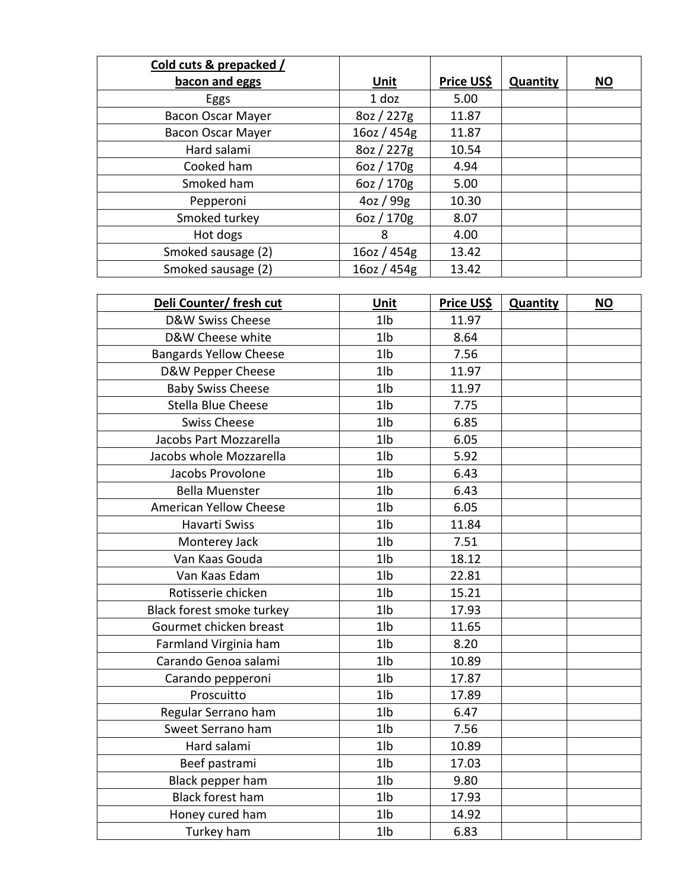| **Cold cuts & prepacked / bacon and eggs** | **Unit** | **Price US$** | **Quantity** | **NO** |
|---|---|---|---|---|
| Eggs | 1 doz | 5.00 | | |
| Bacon Oscar Mayer | 8oz / 227g | 11.87 | | |
| Bacon Oscar Mayer | 16oz / 454g | 11.87 | | |
| Hard salami | 8oz / 227g | 10.54 | | |
| Cooked ham | 6oz / 170g | 4.94 | | |
| Smoked ham | 6oz / 170g | 5.00 | | |
| Pepperoni | 4oz / 99g | 10.30 | | |
| Smoked turkey | 6oz / 170g | 8.07 | | |
| Hot dogs | 8 | 4.00 | | |
| Smoked sausage (2) | 16oz / 454g | 13.42 | | |
| Smoked sausage (2) | 16oz / 454g | 13.42 | | |

| **Deli Counter/ fresh cut** | **Unit** | **Price US$** | **Quantity** | **NO** |
|---|---|---|---|---|
| D&W Swiss Cheese | 1lb | 11.97 | | |
| D&W Cheese white | 1lb | 8.64 | | |
| Bangards Yellow Cheese | 1lb | 7.56 | | |
| D&W Pepper Cheese | 1lb | 11.97 | | |
| Baby Swiss Cheese | 1lb | 11.97 | | |
| Stella Blue Cheese | 1lb | 7.75 | | |
| Swiss Cheese | 1lb | 6.85 | | |
| Jacobs Part Mozzarella | 1lb | 6.05 | | |
| Jacobs whole Mozzarella | 1lb | 5.92 | | |
| Jacobs Provolone | 1lb | 6.43 | | |
| Bella Muenster | 1lb | 6.43 | | |
| American Yellow Cheese | 1lb | 6.05 | | |
| Havarti Swiss | 1lb | 11.84 | | |
| Monterey Jack | 1lb | 7.51 | | |
| Van Kaas Gouda | 1lb | 18.12 | | |
| Van Kaas Edam | 1lb | 22.81 | | |
| Rotisserie chicken | 1lb | 15.21 | | |
| Black forest smoke turkey | 1lb | 17.93 | | |
| Gourmet chicken breast | 1lb | 11.65 | | |
| Farmland Virginia ham | 1lb | 8.20 | | |
| Carando Genoa salami | 1lb | 10.89 | | |
| Carando pepperoni | 1lb | 17.87 | | |
| Proscuitto | 1lb | 17.89 | | |
| Regular Serrano ham | 1lb | 6.47 | | |
| Sweet Serrano ham | 1lb | 7.56 | | |
| Hard salami | 1lb | 10.89 | | |
| Beef pastrami | 1lb | 17.03 | | |
| Black pepper ham | 1lb | 9.80 | | |
| Black forest ham | 1lb | 17.93 | | |
| Honey cured ham | 1lb | 14.92 | | |
| Turkey ham | 1lb | 6.83 | | |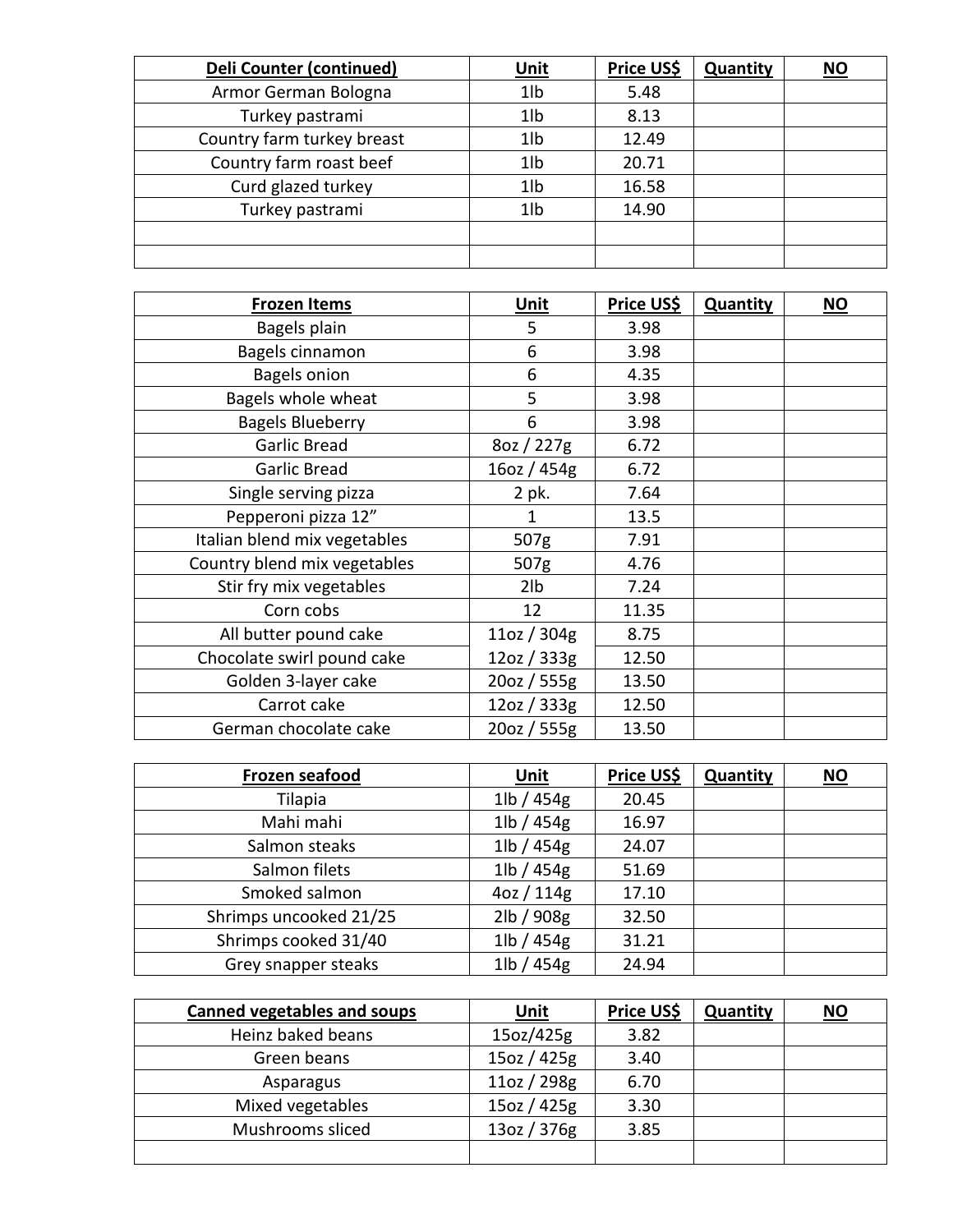| **Deli Counter (continued)** | **Unit** | **Price US$** | **Quantity** | **NO** |
|---|---|---|---|---|
| Armor German Bologna | 1lb | 5.48 | | |
| Turkey pastrami | 1lb | 8.13 | | |
| Country farm turkey breast | 1lb | 12.49 | | |
| Country farm roast beef | 1lb | 20.71 | | |
| Curd glazed turkey | 1lb | 16.58 | | |
| Turkey pastrami | 1lb | 14.90 | | |
| | | | | |
| | | | | |

| **Frozen Items** | **Unit** | **Price US$** | **Quantity** | **NO** |
|---|---|---|---|---|
| Bagels plain | 5 | 3.98 | | |
| Bagels cinnamon | 6 | 3.98 | | |
| Bagels onion | 6 | 4.35 | | |
| Bagels whole wheat | 5 | 3.98 | | |
| Bagels Blueberry | 6 | 3.98 | | |
| Garlic Bread | 8oz / 227g | 6.72 | | |
| Garlic Bread | 16oz / 454g | 6.72 | | |
| Single serving pizza | 2 pk. | 7.64 | | |
| Pepperoni pizza 12” | 1 | 13.5 | | |
| Italian blend mix vegetables | 507g | 7.91 | | |
| Country blend mix vegetables | 507g | 4.76 | | |
| Stir fry mix vegetables | 2lb | 7.24 | | |
| Corn cobs | 12 | 11.35 | | |
| All butter pound cake | 11oz / 304g | 8.75 | | |
| Chocolate swirl pound cake | 12oz / 333g | 12.50 | | |
| Golden 3-layer cake | 20oz / 555g | 13.50 | | |
| Carrot cake | 12oz / 333g | 12.50 | | |
| German chocolate cake | 20oz / 555g | 13.50 | | |

| **Frozen seafood** | **Unit** | **Price US$** | **Quantity** | **NO** |
|---|---|---|---|---|
| Tilapia | 1lb / 454g | 20.45 | | |
| Mahi mahi | 1lb / 454g | 16.97 | | |
| Salmon steaks | 1lb / 454g | 24.07 | | |
| Salmon filets | 1lb / 454g | 51.69 | | |
| Smoked salmon | 4oz / 114g | 17.10 | | |
| Shrimps uncooked 21/25 | 2lb / 908g | 32.50 | | |
| Shrimps cooked 31/40 | 1lb / 454g | 31.21 | | |
| Grey snapper steaks | 1lb / 454g | 24.94 | | |

| **Canned vegetables and soups** | **Unit** | **Price US$** | **Quantity** | **NO** |
|---|---|---|---|---|
| Heinz baked beans | 15oz/425g | 3.82 | | |
| Green beans | 15oz / 425g | 3.40 | | |
| Asparagus | 11oz / 298g | 6.70 | | |
| Mixed vegetables | 15oz / 425g | 3.30 | | |
| Mushrooms sliced | 13oz / 376g | 3.85 | | |
| | | | | |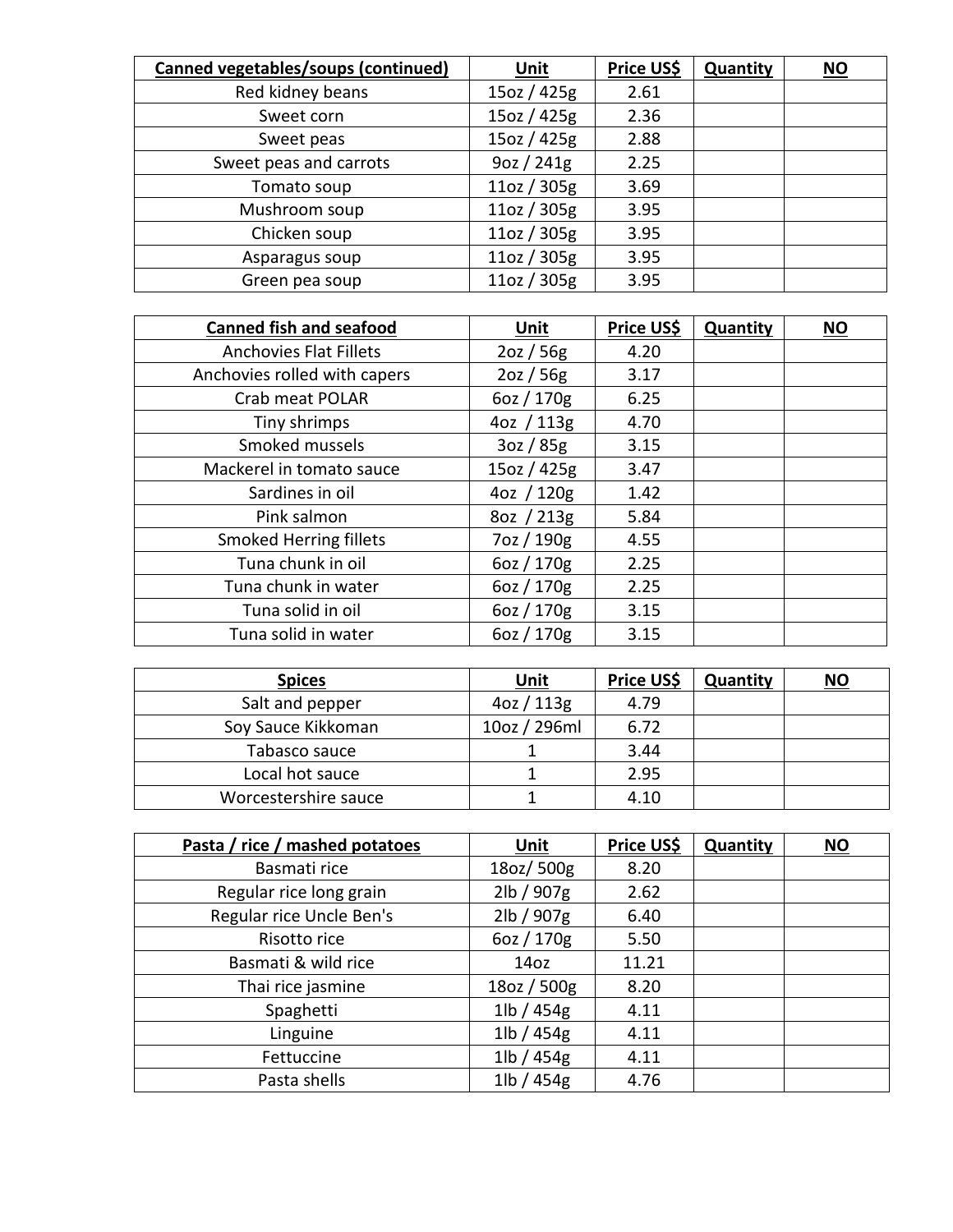| **Canned vegetables/soups (continued)** | **Unit** | **Price US$** | **Quantity** | **NO** |
|---|---|---|---|---|
| Red kidney beans | 15oz / 425g | 2.61 | | |
| Sweet corn | 15oz / 425g | 2.36 | | |
| Sweet peas | 15oz / 425g | 2.88 | | |
| Sweet peas and carrots | 9oz / 241g | 2.25 | | |
| Tomato soup | 11oz / 305g | 3.69 | | |
| Mushroom soup | 11oz / 305g | 3.95 | | |
| Chicken soup | 11oz / 305g | 3.95 | | |
| Asparagus soup | 11oz / 305g | 3.95 | | |
| Green pea soup | 11oz / 305g | 3.95 | | |

| **Canned fish and seafood** | **Unit** | **Price US$** | **Quantity** | **NO** |
|---|---|---|---|---|
| Anchovies Flat Fillets | 2oz / 56g | 4.20 | | |
| Anchovies rolled with capers | 2oz / 56g | 3.17 | | |
| Crab meat POLAR | 6oz / 170g | 6.25 | | |
| Tiny shrimps | 4oz / 113g | 4.70 | | |
| Smoked mussels | 3oz / 85g | 3.15 | | |
| Mackerel in tomato sauce | 15oz / 425g | 3.47 | | |
| Sardines in oil | 4oz / 120g | 1.42 | | |
| Pink salmon | 8oz / 213g | 5.84 | | |
| Smoked Herring fillets | 7oz / 190g | 4.55 | | |
| Tuna chunk in oil | 6oz / 170g | 2.25 | | |
| Tuna chunk in water | 6oz / 170g | 2.25 | | |
| Tuna solid in oil | 6oz / 170g | 3.15 | | |
| Tuna solid in water | 6oz / 170g | 3.15 | | |

| **Spices** | **Unit** | **Price US$** | **Quantity** | **NO** |
|---|---|---|---|---|
| Salt and pepper | 4oz / 113g | 4.79 | | |
| Soy Sauce Kikkoman | 10oz / 296ml | 6.72 | | |
| Tabasco sauce | 1 | 3.44 | | |
| Local hot sauce | 1 | 2.95 | | |
| Worcestershire sauce | 1 | 4.10 | | |

| **Pasta / rice / mashed potatoes** | **Unit** | **Price US$** | **Quantity** | **NO** |
|---|---|---|---|---|
| Basmati rice | 18oz/ 500g | 8.20 | | |
| Regular rice long grain | 2lb / 907g | 2.62 | | |
| Regular rice Uncle Ben's | 2lb / 907g | 6.40 | | |
| Risotto rice | 6oz / 170g | 5.50 | | |
| Basmati & wild rice | 14oz | 11.21 | | |
| Thai rice jasmine | 18oz / 500g | 8.20 | | |
| Spaghetti | 1lb / 454g | 4.11 | | |
| Linguine | 1lb / 454g | 4.11 | | |
| Fettuccine | 1lb / 454g | 4.11 | | |
| Pasta shells | 1lb / 454g | 4.76 | | |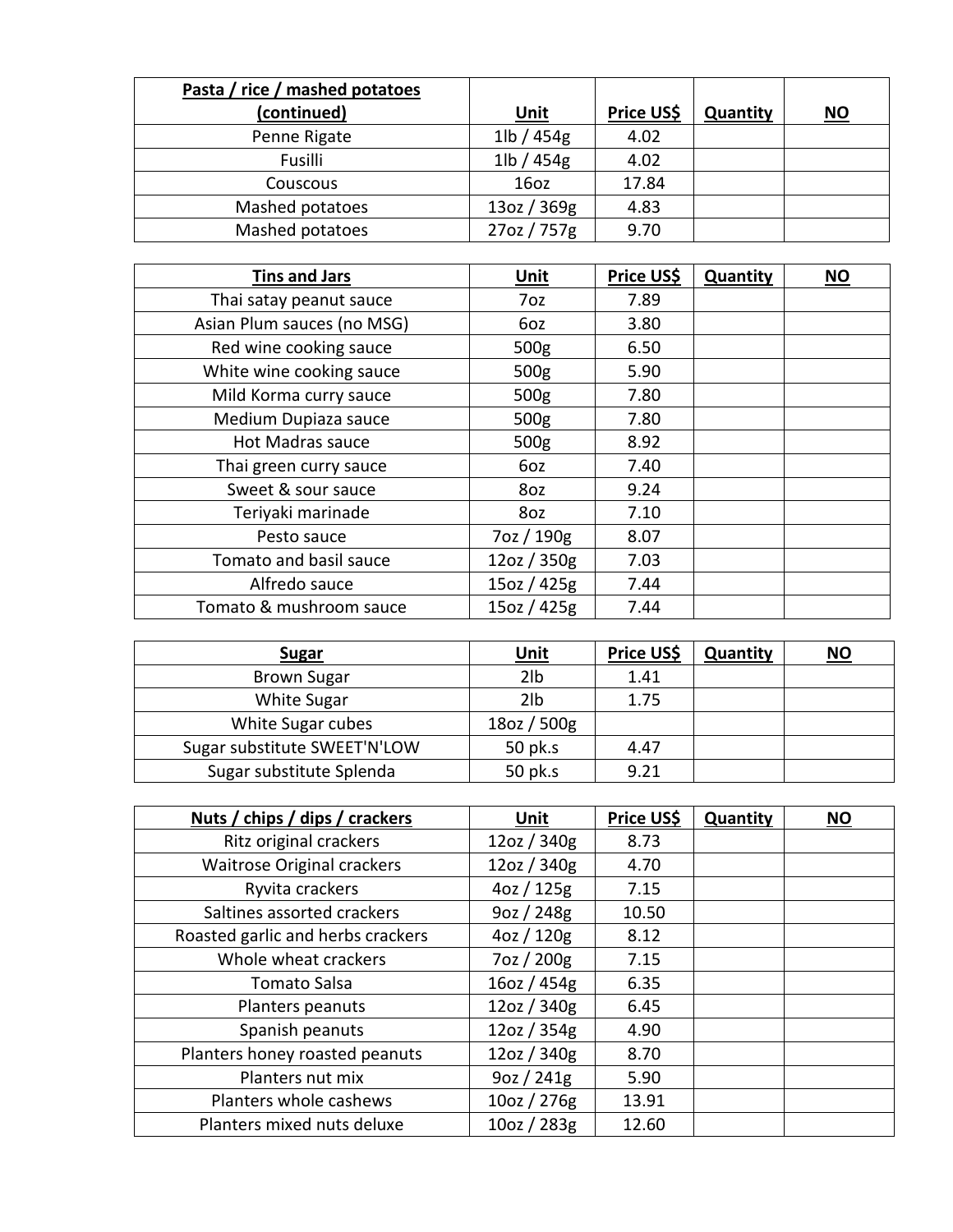| **Pasta / rice / mashed potatoes (continued)** | **Unit** | **Price US$** | **Quantity** | **NO** |
| --- | --- | --- | --- | --- |
| Penne Rigate | 1lb / 454g | 4.02 | | |
| Fusilli | 1lb / 454g | 4.02 | | |
| Couscous | 16oz | 17.84 | | |
| Mashed potatoes | 13oz / 369g | 4.83 | | |
| Mashed potatoes | 27oz / 757g | 9.70 | | |

| **Tins and Jars** | **Unit** | **Price US$** | **Quantity** | **NO** |
| --- | --- | --- | --- | --- |
| Thai satay peanut sauce | 7oz | 7.89 | | |
| Asian Plum sauces (no MSG) | 6oz | 3.80 | | |
| Red wine cooking sauce | 500g | 6.50 | | |
| White wine cooking sauce | 500g | 5.90 | | |
| Mild Korma curry sauce | 500g | 7.80 | | |
| Medium Dupiaza sauce | 500g | 7.80 | | |
| Hot Madras sauce | 500g | 8.92 | | |
| Thai green curry sauce | 6oz | 7.40 | | |
| Sweet & sour sauce | 8oz | 9.24 | | |
| Teriyaki marinade | 8oz | 7.10 | | |
| Pesto sauce | 7oz / 190g | 8.07 | | |
| Tomato and basil sauce | 12oz / 350g | 7.03 | | |
| Alfredo sauce | 15oz / 425g | 7.44 | | |
| Tomato & mushroom sauce | 15oz / 425g | 7.44 | | |

| **Sugar** | **Unit** | **Price US$** | **Quantity** | **NO** |
| --- | --- | --- | --- | --- |
| Brown Sugar | 2lb | 1.41 | | |
| White Sugar | 2lb | 1.75 | | |
| White Sugar cubes | 18oz / 500g | | | |
| Sugar substitute SWEET'N'LOW | 50 pk.s | 4.47 | | |
| Sugar substitute Splenda | 50 pk.s | 9.21 | | |

| **Nuts / chips / dips / crackers** | **Unit** | **Price US$** | **Quantity** | **NO** |
| --- | --- | --- | --- | --- |
| Ritz original crackers | 12oz / 340g | 8.73 | | |
| Waitrose Original crackers | 12oz / 340g | 4.70 | | |
| Ryvita crackers | 4oz / 125g | 7.15 | | |
| Saltines assorted crackers | 9oz / 248g | 10.50 | | |
| Roasted garlic and herbs crackers | 4oz / 120g | 8.12 | | |
| Whole wheat crackers | 7oz / 200g | 7.15 | | |
| Tomato Salsa | 16oz / 454g | 6.35 | | |
| Planters peanuts | 12oz / 340g | 6.45 | | |
| Spanish peanuts | 12oz / 354g | 4.90 | | |
| Planters honey roasted peanuts | 12oz / 340g | 8.70 | | |
| Planters nut mix | 9oz / 241g | 5.90 | | |
| Planters whole cashews | 10oz / 276g | 13.91 | | |
| Planters mixed nuts deluxe | 10oz / 283g | 12.60 | | |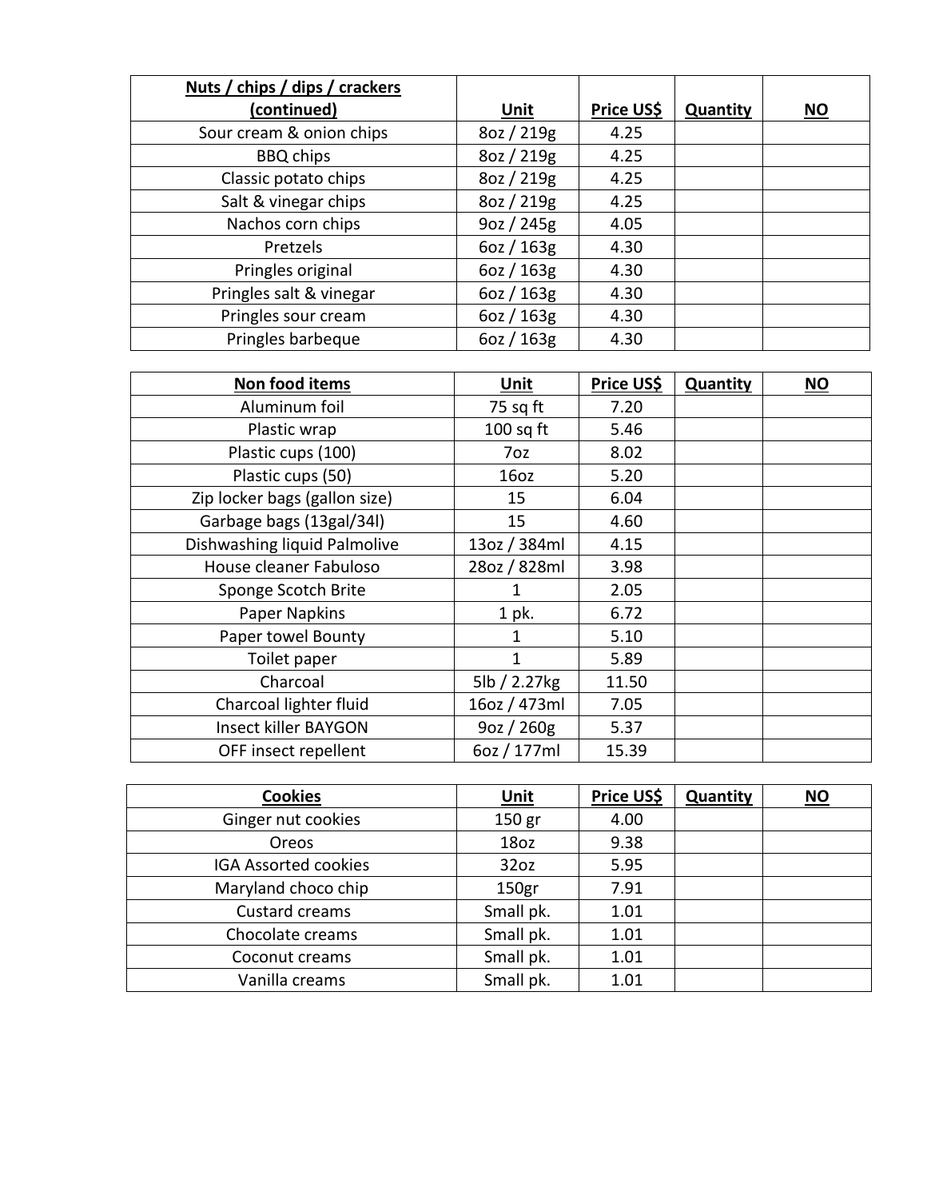| **Nuts / chips / dips / crackers (continued)** | **Unit** | **Price US$** | **Quantity** | **NO** |
|---|---|---|---|---|
| Sour cream & onion chips | 8oz / 219g | 4.25 | | |
| BBQ chips | 8oz / 219g | 4.25 | | |
| Classic potato chips | 8oz / 219g | 4.25 | | |
| Salt & vinegar chips | 8oz / 219g | 4.25 | | |
| Nachos corn chips | 9oz / 245g | 4.05 | | |
| Pretzels | 6oz / 163g | 4.30 | | |
| Pringles original | 6oz / 163g | 4.30 | | |
| Pringles salt & vinegar | 6oz / 163g | 4.30 | | |
| Pringles sour cream | 6oz / 163g | 4.30 | | |
| Pringles barbeque | 6oz / 163g | 4.30 | | |

| **Non food items** | **Unit** | **Price US$** | **Quantity** | **NO** |
|---|---|---|---|---|
| Aluminum foil | 75 sq ft | 7.20 | | |
| Plastic wrap | 100 sq ft | 5.46 | | |
| Plastic cups (100) | 7oz | 8.02 | | |
| Plastic cups (50) | 16oz | 5.20 | | |
| Zip locker bags (gallon size) | 15 | 6.04 | | |
| Garbage bags (13gal/34l) | 15 | 4.60 | | |
| Dishwashing liquid Palmolive | 13oz / 384ml | 4.15 | | |
| House cleaner Fabuloso | 28oz / 828ml | 3.98 | | |
| Sponge Scotch Brite | 1 | 2.05 | | |
| Paper Napkins | 1 pk. | 6.72 | | |
| Paper towel Bounty | 1 | 5.10 | | |
| Toilet paper | 1 | 5.89 | | |
| Charcoal | 5lb / 2.27kg | 11.50 | | |
| Charcoal lighter fluid | 16oz / 473ml | 7.05 | | |
| Insect killer BAYGON | 9oz / 260g | 5.37 | | |
| OFF insect repellent | 6oz / 177ml | 15.39 | | |

| **Cookies** | **Unit** | **Price US$** | **Quantity** | **NO** |
|---|---|---|---|---|
| Ginger nut cookies | 150 gr | 4.00 | | |
| Oreos | 18oz | 9.38 | | |
| IGA Assorted cookies | 32oz | 5.95 | | |
| Maryland choco chip | 150gr | 7.91 | | |
| Custard creams | Small pk. | 1.01 | | |
| Chocolate creams | Small pk. | 1.01 | | |
| Coconut creams | Small pk. | 1.01 | | |
| Vanilla creams | Small pk. | 1.01 | | |